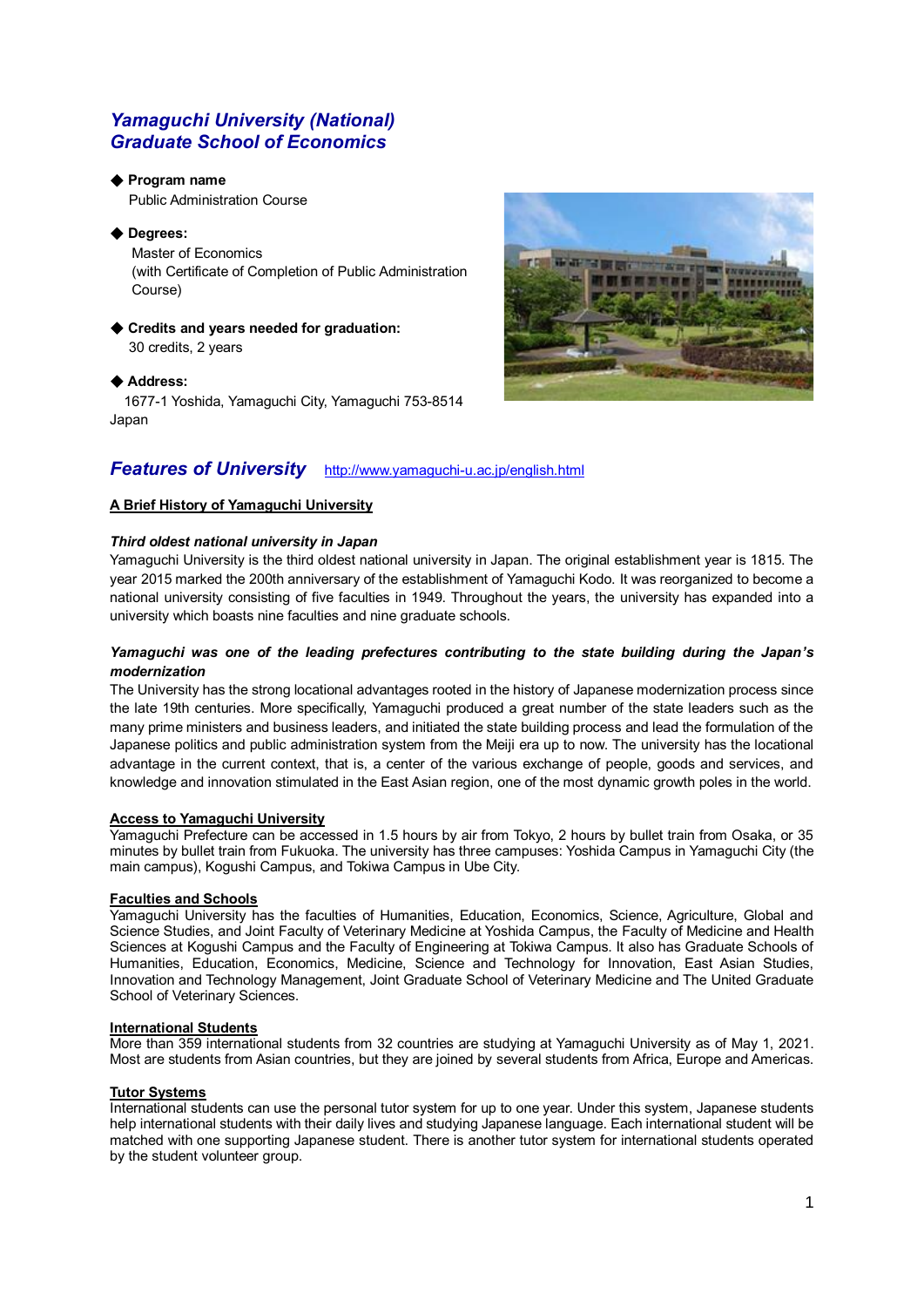# *Yamaguchi University (National) Graduate School of Economics*

◆ **Program name**

Public Administration Course

◆ **Degrees:**

Master of Economics
(with Certificate of Completion of Public Administration Course)

◆ **Credits and years needed for graduation:**

30 credits, 2 years

◆ **Address:**

1677-1 Yoshida, Yamaguchi City, Yamaguchi 753-8514 Japan

## *Features of University* http://www.yamaguchi-u.ac.jp/english.html

**A Brief History of Yamaguchi University**

***Third oldest national university in Japan***

Yamaguchi University is the third oldest national university in Japan. The original establishment year is 1815. The year 2015 marked the 200th anniversary of the establishment of Yamaguchi Kodo. It was reorganized to become a national university consisting of five faculties in 1949. Throughout the years, the university has expanded into a university which boasts nine faculties and nine graduate schools.

***Yamaguchi was one of the leading prefectures contributing to the state building during the Japan's modernization***

The University has the strong locational advantages rooted in the history of Japanese modernization process since the late 19th centuries. More specifically, Yamaguchi produced a great number of the state leaders such as the many prime ministers and business leaders, and initiated the state building process and lead the formulation of the Japanese politics and public administration system from the Meiji era up to now. The university has the locational advantage in the current context, that is, a center of the various exchange of people, goods and services, and knowledge and innovation stimulated in the East Asian region, one of the most dynamic growth poles in the world.

**Access to Yamaguchi University**

Yamaguchi Prefecture can be accessed in 1.5 hours by air from Tokyo, 2 hours by bullet train from Osaka, or 35 minutes by bullet train from Fukuoka. The university has three campuses: Yoshida Campus in Yamaguchi City (the main campus), Kogushi Campus, and Tokiwa Campus in Ube City.

**Faculties and Schools**

Yamaguchi University has the faculties of Humanities, Education, Economics, Science, Agriculture, Global and Science Studies, and Joint Faculty of Veterinary Medicine at Yoshida Campus, the Faculty of Medicine and Health Sciences at Kogushi Campus and the Faculty of Engineering at Tokiwa Campus. It also has Graduate Schools of Humanities, Education, Economics, Medicine, Science and Technology for Innovation, East Asian Studies, Innovation and Technology Management, Joint Graduate School of Veterinary Medicine and The United Graduate School of Veterinary Sciences.

**International Students**

More than 359 international students from 32 countries are studying at Yamaguchi University as of May 1, 2021. Most are students from Asian countries, but they are joined by several students from Africa, Europe and Americas.

**Tutor Systems**

International students can use the personal tutor system for up to one year. Under this system, Japanese students help international students with their daily lives and studying Japanese language. Each international student will be matched with one supporting Japanese student. There is another tutor system for international students operated by the student volunteer group.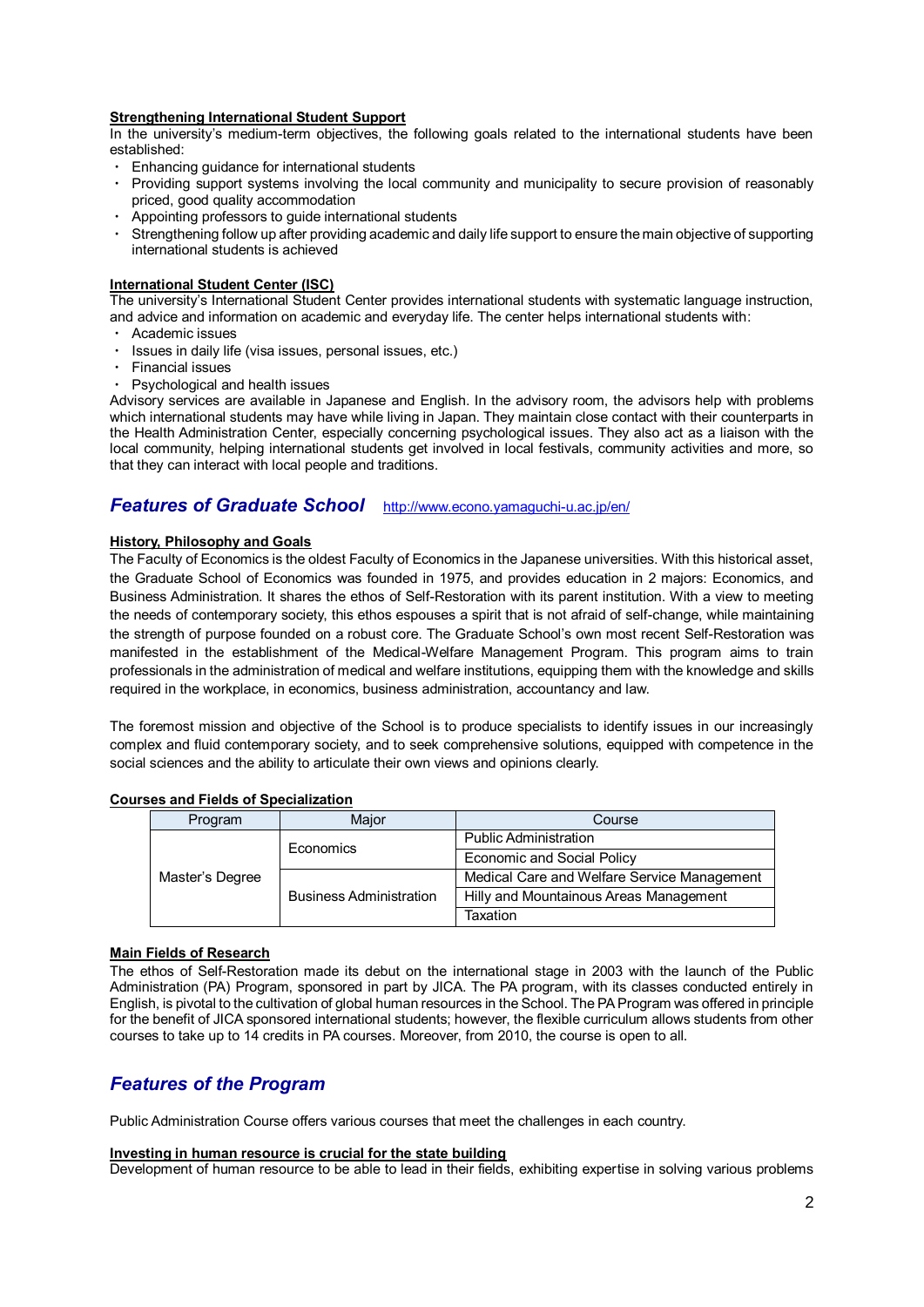### Strengthening International Student Support

In the university's medium-term objectives, the following goals related to the international students have been established:

- Enhancing guidance for international students
- Providing support systems involving the local community and municipality to secure provision of reasonably priced, good quality accommodation
- Appointing professors to guide international students
- Strengthening follow up after providing academic and daily life support to ensure the main objective of supporting international students is achieved

### International Student Center (ISC)

The university's International Student Center provides international students with systematic language instruction, and advice and information on academic and everyday life. The center helps international students with:

- Academic issues
- Issues in daily life (visa issues, personal issues, etc.)
- Financial issues
- Psychological and health issues

Advisory services are available in Japanese and English. In the advisory room, the advisors help with problems which international students may have while living in Japan. They maintain close contact with their counterparts in the Health Administration Center, especially concerning psychological issues. They also act as a liaison with the local community, helping international students get involved in local festivals, community activities and more, so that they can interact with local people and traditions.

## *Features of Graduate School* http://www.econo.yamaguchi-u.ac.jp/en/

### History, Philosophy and Goals

The Faculty of Economics is the oldest Faculty of Economics in the Japanese universities. With this historical asset, the Graduate School of Economics was founded in 1975, and provides education in 2 majors: Economics, and Business Administration. It shares the ethos of Self-Restoration with its parent institution. With a view to meeting the needs of contemporary society, this ethos espouses a spirit that is not afraid of self-change, while maintaining the strength of purpose founded on a robust core. The Graduate School's own most recent Self-Restoration was manifested in the establishment of the Medical-Welfare Management Program. This program aims to train professionals in the administration of medical and welfare institutions, equipping them with the knowledge and skills required in the workplace, in economics, business administration, accountancy and law.

The foremost mission and objective of the School is to produce specialists to identify issues in our increasingly complex and fluid contemporary society, and to seek comprehensive solutions, equipped with competence in the social sciences and the ability to articulate their own views and opinions clearly.

### Courses and Fields of Specialization

| Program | Major | Course |
|---|---|---|
| Master's Degree | Economics | Public Administration |
| | | Economic and Social Policy |
| | Business Administration | Medical Care and Welfare Service Management |
| | | Hilly and Mountainous Areas Management |
| | | Taxation |

### Main Fields of Research

The ethos of Self-Restoration made its debut on the international stage in 2003 with the launch of the Public Administration (PA) Program, sponsored in part by JICA. The PA program, with its classes conducted entirely in English, is pivotal to the cultivation of global human resources in the School. The PA Program was offered in principle for the benefit of JICA sponsored international students; however, the flexible curriculum allows students from other courses to take up to 14 credits in PA courses. Moreover, from 2010, the course is open to all.

## *Features of the Program*

Public Administration Course offers various courses that meet the challenges in each country.

### Investing in human resource is crucial for the state building

Development of human resource to be able to lead in their fields, exhibiting expertise in solving various problems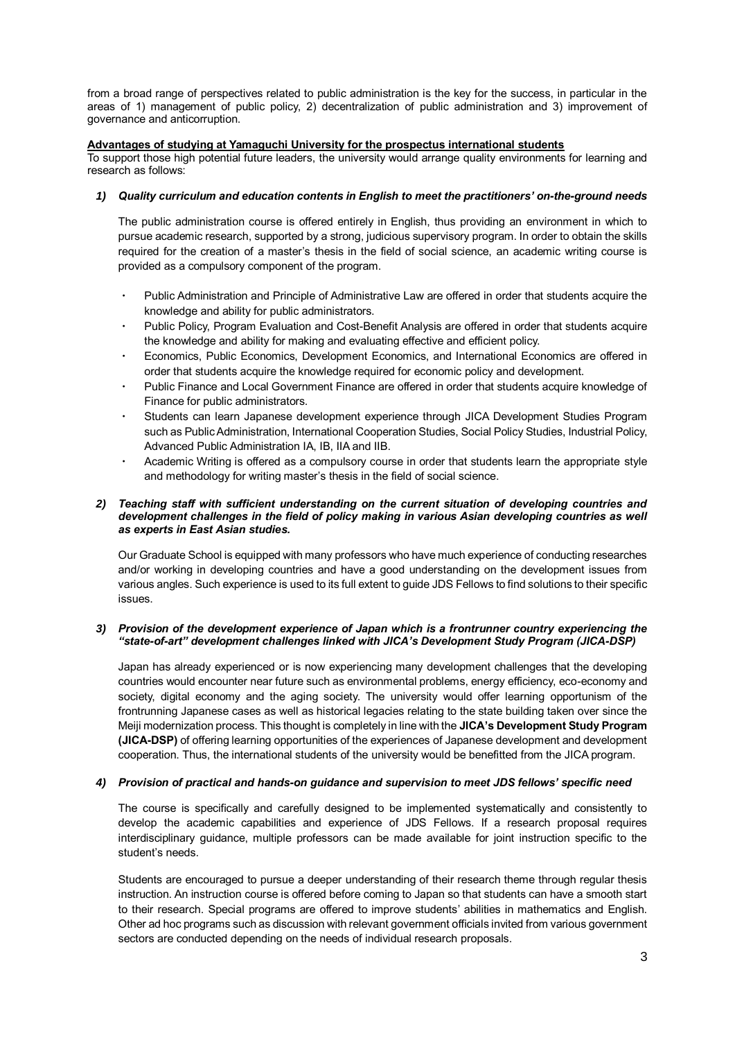from a broad range of perspectives related to public administration is the key for the success, in particular in the areas of 1) management of public policy, 2) decentralization of public administration and 3) improvement of governance and anticorruption.

**Advantages of studying at Yamaguchi University for the prospectus international students**

To support those high potential future leaders, the university would arrange quality environments for learning and research as follows:

***1) Quality curriculum and education contents in English to meet the practitioners' on-the-ground needs***

The public administration course is offered entirely in English, thus providing an environment in which to pursue academic research, supported by a strong, judicious supervisory program. In order to obtain the skills required for the creation of a master's thesis in the field of social science, an academic writing course is provided as a compulsory component of the program.

- Public Administration and Principle of Administrative Law are offered in order that students acquire the knowledge and ability for public administrators.
- Public Policy, Program Evaluation and Cost-Benefit Analysis are offered in order that students acquire the knowledge and ability for making and evaluating effective and efficient policy.
- Economics, Public Economics, Development Economics, and International Economics are offered in order that students acquire the knowledge required for economic policy and development.
- Public Finance and Local Government Finance are offered in order that students acquire knowledge of Finance for public administrators.
- Students can learn Japanese development experience through JICA Development Studies Program such as Public Administration, International Cooperation Studies, Social Policy Studies, Industrial Policy, Advanced Public Administration IA, IB, IIA and IIB.
- Academic Writing is offered as a compulsory course in order that students learn the appropriate style and methodology for writing master's thesis in the field of social science.

***2) Teaching staff with sufficient understanding on the current situation of developing countries and development challenges in the field of policy making in various Asian developing countries as well as experts in East Asian studies.***

Our Graduate School is equipped with many professors who have much experience of conducting researches and/or working in developing countries and have a good understanding on the development issues from various angles. Such experience is used to its full extent to guide JDS Fellows to find solutions to their specific issues.

***3) Provision of the development experience of Japan which is a frontrunner country experiencing the "state-of-art" development challenges linked with JICA's Development Study Program (JICA-DSP)***

Japan has already experienced or is now experiencing many development challenges that the developing countries would encounter near future such as environmental problems, energy efficiency, eco-economy and society, digital economy and the aging society. The university would offer learning opportunism of the frontrunning Japanese cases as well as historical legacies relating to the state building taken over since the Meiji modernization process. This thought is completely in line with the **JICA's Development Study Program (JICA-DSP)** of offering learning opportunities of the experiences of Japanese development and development cooperation. Thus, the international students of the university would be benefitted from the JICA program.

***4) Provision of practical and hands-on guidance and supervision to meet JDS fellows' specific need***

The course is specifically and carefully designed to be implemented systematically and consistently to develop the academic capabilities and experience of JDS Fellows. If a research proposal requires interdisciplinary guidance, multiple professors can be made available for joint instruction specific to the student's needs.

Students are encouraged to pursue a deeper understanding of their research theme through regular thesis instruction. An instruction course is offered before coming to Japan so that students can have a smooth start to their research. Special programs are offered to improve students' abilities in mathematics and English. Other ad hoc programs such as discussion with relevant government officials invited from various government sectors are conducted depending on the needs of individual research proposals.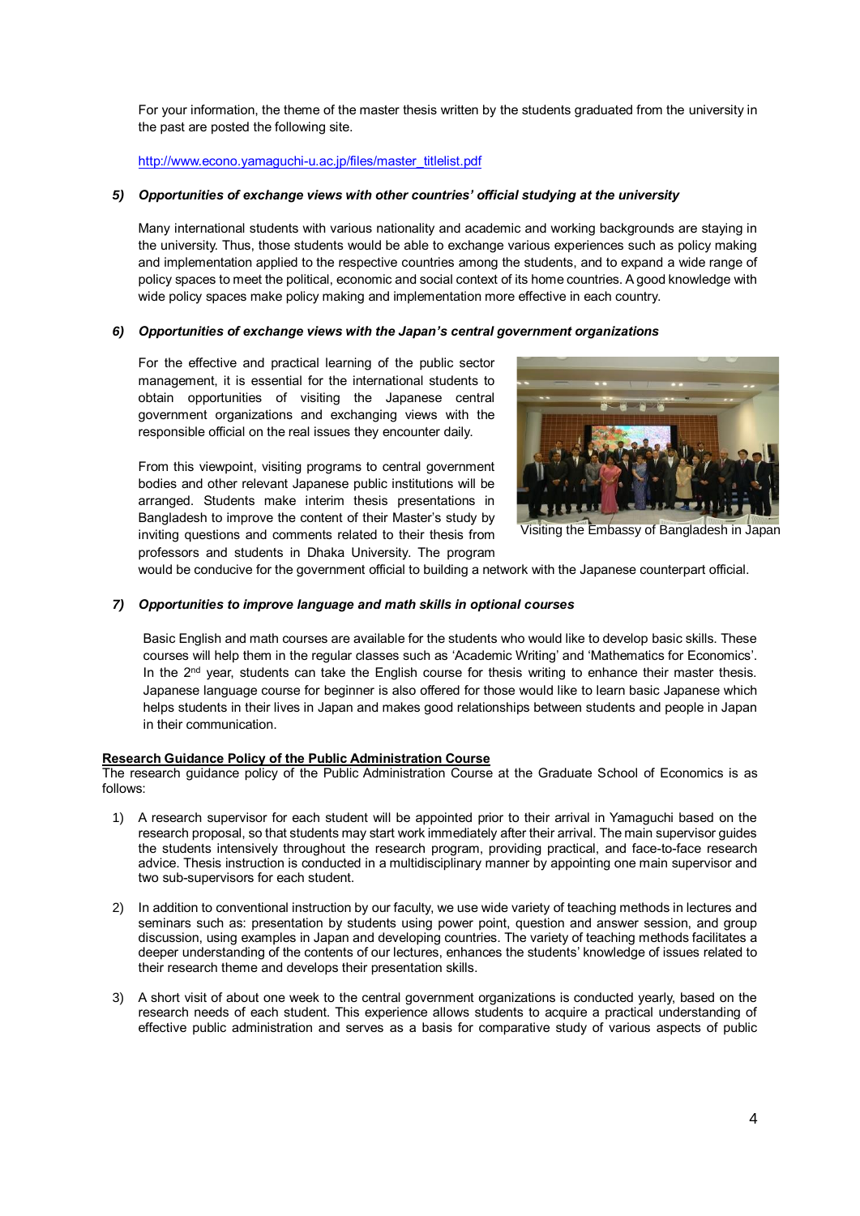For your information, the theme of the master thesis written by the students graduated from the university in the past are posted the following site.

http://www.econo.yamaguchi-u.ac.jp/files/master_titlelist.pdf

***5) Opportunities of exchange views with other countries' official studying at the university***

Many international students with various nationality and academic and working backgrounds are staying in the university. Thus, those students would be able to exchange various experiences such as policy making and implementation applied to the respective countries among the students, and to expand a wide range of policy spaces to meet the political, economic and social context of its home countries. A good knowledge with wide policy spaces make policy making and implementation more effective in each country.

***6) Opportunities of exchange views with the Japan's central government organizations***

For the effective and practical learning of the public sector management, it is essential for the international students to obtain opportunities of visiting the Japanese central government organizations and exchanging views with the responsible official on the real issues they encounter daily.

From this viewpoint, visiting programs to central government bodies and other relevant Japanese public institutions will be arranged. Students make interim thesis presentations in Bangladesh to improve the content of their Master's study by inviting questions and comments related to their thesis from professors and students in Dhaka University. The program would be conducive for the government official to building a network with the Japanese counterpart official.

Visiting the Embassy of Bangladesh in Japan

***7) Opportunities to improve language and math skills in optional courses***

Basic English and math courses are available for the students who would like to develop basic skills. These courses will help them in the regular classes such as 'Academic Writing' and 'Mathematics for Economics'. In the 2nd year, students can take the English course for thesis writing to enhance their master thesis. Japanese language course for beginner is also offered for those would like to learn basic Japanese which helps students in their lives in Japan and makes good relationships between students and people in Japan in their communication.

**Research Guidance Policy of the Public Administration Course**

The research guidance policy of the Public Administration Course at the Graduate School of Economics is as follows:

1) A research supervisor for each student will be appointed prior to their arrival in Yamaguchi based on the research proposal, so that students may start work immediately after their arrival. The main supervisor guides the students intensively throughout the research program, providing practical, and face-to-face research advice. Thesis instruction is conducted in a multidisciplinary manner by appointing one main supervisor and two sub-supervisors for each student.

2) In addition to conventional instruction by our faculty, we use wide variety of teaching methods in lectures and seminars such as: presentation by students using power point, question and answer session, and group discussion, using examples in Japan and developing countries. The variety of teaching methods facilitates a deeper understanding of the contents of our lectures, enhances the students' knowledge of issues related to their research theme and develops their presentation skills.

3) A short visit of about one week to the central government organizations is conducted yearly, based on the research needs of each student. This experience allows students to acquire a practical understanding of effective public administration and serves as a basis for comparative study of various aspects of public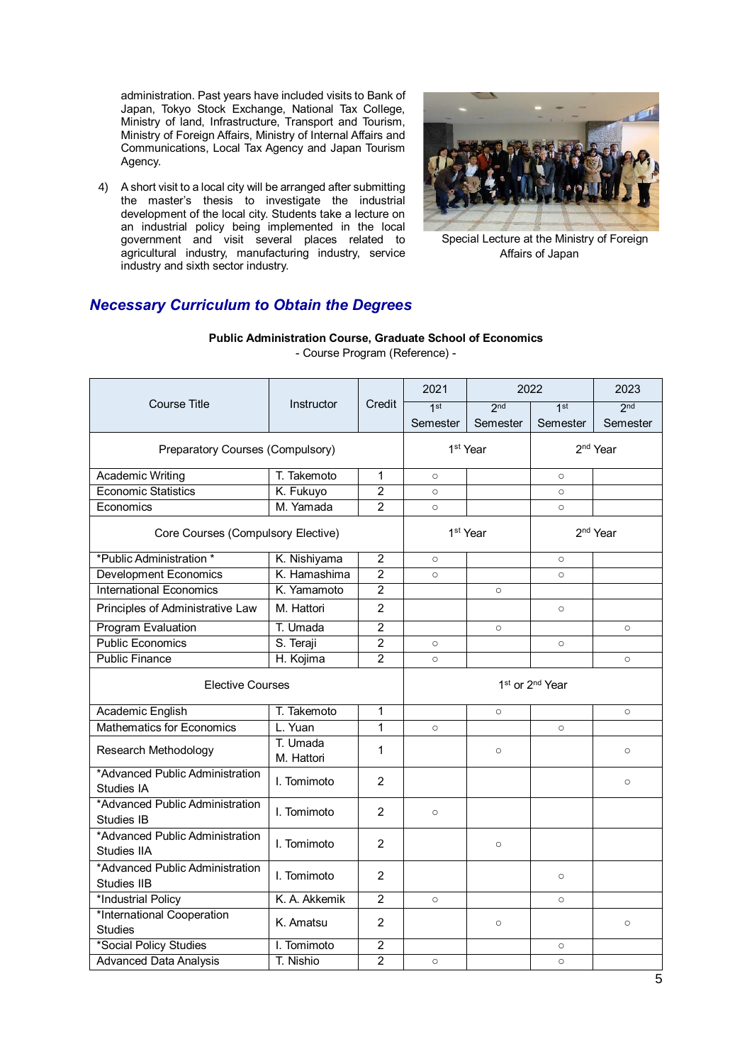administration. Past years have included visits to Bank of Japan, Tokyo Stock Exchange, National Tax College, Ministry of land, Infrastructure, Transport and Tourism, Ministry of Foreign Affairs, Ministry of Internal Affairs and Communications, Local Tax Agency and Japan Tourism Agency.

4) A short visit to a local city will be arranged after submitting the master's thesis to investigate the industrial development of the local city. Students take a lecture on an industrial policy being implemented in the local government and visit several places related to agricultural industry, manufacturing industry, service industry and sixth sector industry.

Special Lecture at the Ministry of Foreign Affairs of Japan

## *Necessary Curriculum to Obtain the Degrees*

**Public Administration Course, Graduate School of Economics**
- Course Program (Reference) -

| Course Title | Instructor | Credit | 2021 | 2022 | | 2023 |
|---|---|---|---|---|---|---|
| | | | 1st Semester | 2nd Semester | 1st Semester | 2nd Semester |
| Preparatory Courses (Compulsory) | | | 1st Year | | 2nd Year | |
| Academic Writing | T. Takemoto | 1 | ○ | | ○ | |
| Economic Statistics | K. Fukuyo | 2 | ○ | | ○ | |
| Economics | M. Yamada | 2 | ○ | | ○ | |
| Core Courses (Compulsory Elective) | | | 1st Year | | 2nd Year | |
| *Public Administration * | K. Nishiyama | 2 | ○ | | ○ | |
| Development Economics | K. Hamashima | 2 | ○ | | ○ | |
| International Economics | K. Yamamoto | 2 | | ○ | | |
| Principles of Administrative Law | M. Hattori | 2 | | | ○ | |
| Program Evaluation | T. Umada | 2 | | ○ | | ○ |
| Public Economics | S. Teraji | 2 | ○ | | ○ | |
| Public Finance | H. Kojima | 2 | ○ | | | ○ |
| Elective Courses | | | 1st or 2nd Year | | | |
| Academic English | T. Takemoto | 1 | | ○ | | ○ |
| Mathematics for Economics | L. Yuan | 1 | ○ | | ○ | |
| Research Methodology | T. Umada<br>M. Hattori | 1 | | ○ | | ○ |
| *Advanced Public Administration Studies IA | I. Tomimoto | 2 | | | | ○ |
| *Advanced Public Administration Studies IB | I. Tomimoto | 2 | ○ | | | |
| *Advanced Public Administration Studies IIA | I. Tomimoto | 2 | | ○ | | |
| *Advanced Public Administration Studies IIB | I. Tomimoto | 2 | | | ○ | |
| *Industrial Policy | K. A. Akkemik | 2 | ○ | | ○ | |
| *International Cooperation Studies | K. Amatsu | 2 | | ○ | | ○ |
| *Social Policy Studies | I. Tomimoto | 2 | | | ○ | |
| Advanced Data Analysis | T. Nishio | 2 | ○ | | ○ | |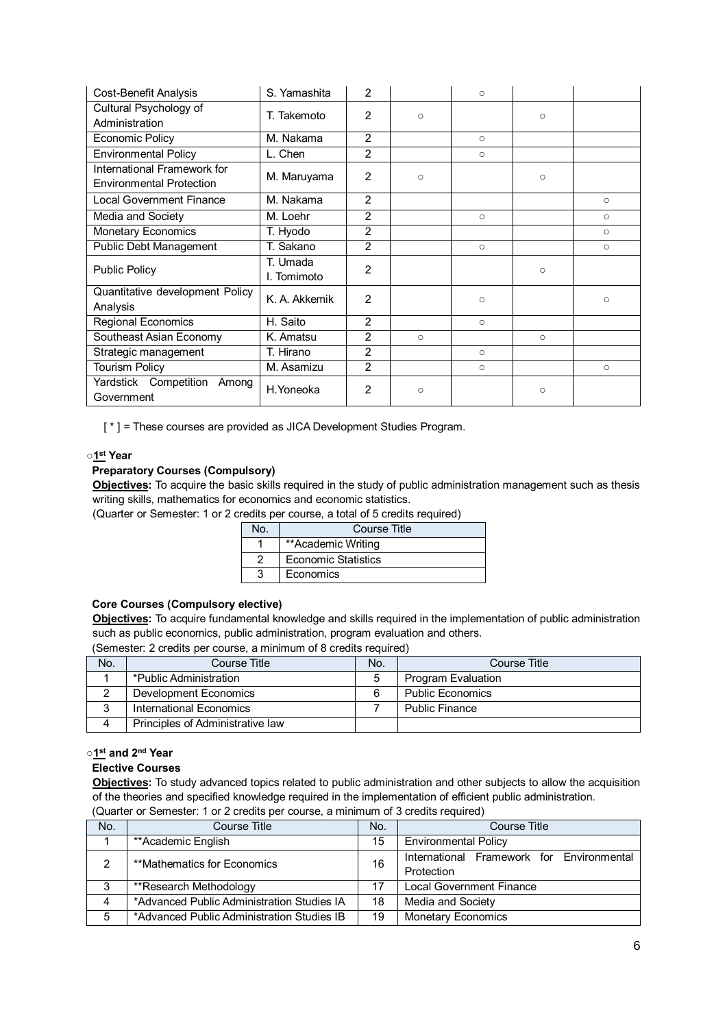| | | | | | | |
|---|---|---|---|---|---|---|
| Cost-Benefit Analysis | S. Yamashita | 2 | | ○ | | |
| Cultural Psychology of Administration | T. Takemoto | 2 | ○ | | ○ | |
| Economic Policy | M. Nakama | 2 | | ○ | | |
| Environmental Policy | L. Chen | 2 | | ○ | | |
| International Framework for Environmental Protection | M. Maruyama | 2 | ○ | | ○ | |
| Local Government Finance | M. Nakama | 2 | | | | ○ |
| Media and Society | M. Loehr | 2 | | ○ | | ○ |
| Monetary Economics | T. Hyodo | 2 | | | | ○ |
| Public Debt Management | T. Sakano | 2 | | ○ | | ○ |
| Public Policy | T. Umada<br>I. Tomimoto | 2 | | | ○ | |
| Quantitative development Policy Analysis | K. A. Akkemik | 2 | | ○ | | ○ |
| Regional Economics | H. Saito | 2 | | ○ | | |
| Southeast Asian Economy | K. Amatsu | 2 | ○ | | ○ | |
| Strategic management | T. Hirano | 2 | | ○ | | |
| Tourism Policy | M. Asamizu | 2 | | ○ | | ○ |
| Yardstick Competition Among Government | H.Yoneoka | 2 | ○ | | ○ | |

[ * ] = These courses are provided as JICA Development Studies Program.

### ○1st Year

**Preparatory Courses (Compulsory)**

**Objectives:** To acquire the basic skills required in the study of public administration management such as thesis writing skills, mathematics for economics and economic statistics.
(Quarter or Semester: 1 or 2 credits per course, a total of 5 credits required)

| No. | Course Title |
|---|---|
| 1 | **Academic Writing |
| 2 | Economic Statistics |
| 3 | Economics |

**Core Courses (Compulsory elective)**

**Objectives:** To acquire fundamental knowledge and skills required in the implementation of public administration such as public economics, public administration, program evaluation and others.
(Semester: 2 credits per course, a minimum of 8 credits required)

| No. | Course Title | No. | Course Title |
|---|---|---|---|
| 1 | *Public Administration | 5 | Program Evaluation |
| 2 | Development Economics | 6 | Public Economics |
| 3 | International Economics | 7 | Public Finance |
| 4 | Principles of Administrative law | | |

### ○1st and 2nd Year

**Elective Courses**

**Objectives:** To study advanced topics related to public administration and other subjects to allow the acquisition of the theories and specified knowledge required in the implementation of efficient public administration.
(Quarter or Semester: 1 or 2 credits per course, a minimum of 3 credits required)

| No. | Course Title | No. | Course Title |
|---|---|---|---|
| 1 | **Academic English | 15 | Environmental Policy |
| 2 | **Mathematics for Economics | 16 | International Framework for Environmental Protection |
| 3 | **Research Methodology | 17 | Local Government Finance |
| 4 | *Advanced Public Administration Studies IA | 18 | Media and Society |
| 5 | *Advanced Public Administration Studies IB | 19 | Monetary Economics |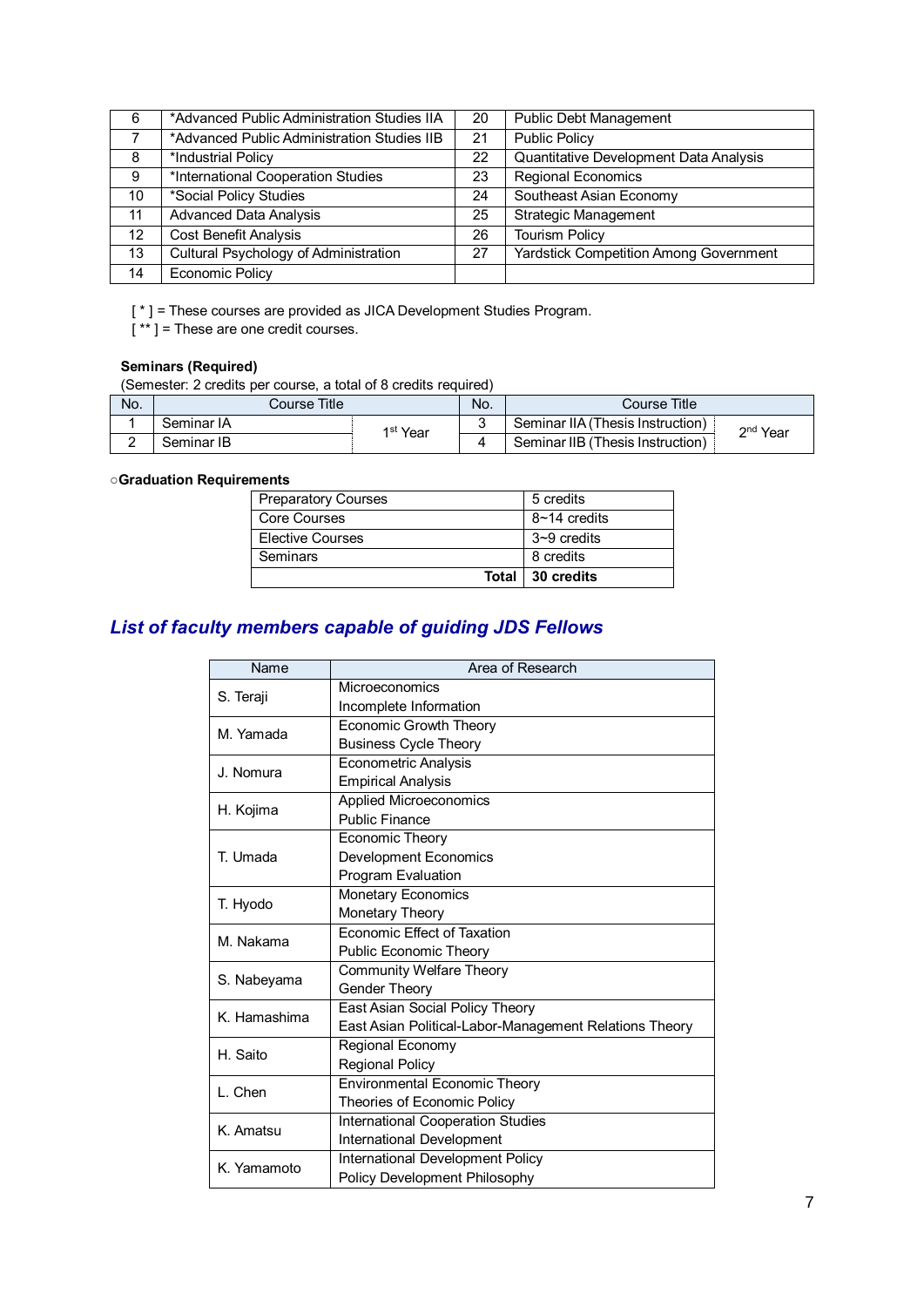| 6 | *Advanced Public Administration Studies IIA | 20 | Public Debt Management |
|---|---|---|---|
| 7 | *Advanced Public Administration Studies IIB | 21 | Public Policy |
| 8 | *Industrial Policy | 22 | Quantitative Development Data Analysis |
| 9 | *International Cooperation Studies | 23 | Regional Economics |
| 10 | *Social Policy Studies | 24 | Southeast Asian Economy |
| 11 | Advanced Data Analysis | 25 | Strategic Management |
| 12 | Cost Benefit Analysis | 26 | Tourism Policy |
| 13 | Cultural Psychology of Administration | 27 | Yardstick Competition Among Government |
| 14 | Economic Policy | | |

[ * ] = These courses are provided as JICA Development Studies Program.
[ ** ] = These are one credit courses.

**Seminars (Required)**
(Semester: 2 credits per course, a total of 8 credits required)

| No. | Course Title | | No. | Course Title | |
|---|---|---|---|---|---|
| 1 | Seminar IA | 1st Year | 3 | Seminar IIA (Thesis Instruction) | 2nd Year |
| 2 | Seminar IB | | 4 | Seminar IIB (Thesis Instruction) | |

○**Graduation Requirements**

| Preparatory Courses | 5 credits |
|---|---|
| Core Courses | 8~14 credits |
| Elective Courses | 3~9 credits |
| Seminars | 8 credits |
| **Total** | **30 credits** |

## *List of faculty members capable of guiding JDS Fellows*

| Name | Area of Research |
|---|---|
| S. Teraji | Microeconomics<br>Incomplete Information |
| M. Yamada | Economic Growth Theory<br>Business Cycle Theory |
| J. Nomura | Econometric Analysis<br>Empirical Analysis |
| H. Kojima | Applied Microeconomics<br>Public Finance |
| T. Umada | Economic Theory<br>Development Economics<br>Program Evaluation |
| T. Hyodo | Monetary Economics<br>Monetary Theory |
| M. Nakama | Economic Effect of Taxation<br>Public Economic Theory |
| S. Nabeyama | Community Welfare Theory<br>Gender Theory |
| K. Hamashima | East Asian Social Policy Theory<br>East Asian Political-Labor-Management Relations Theory |
| H. Saito | Regional Economy<br>Regional Policy |
| L. Chen | Environmental Economic Theory<br>Theories of Economic Policy |
| K. Amatsu | International Cooperation Studies<br>International Development |
| K. Yamamoto | International Development Policy<br>Policy Development Philosophy |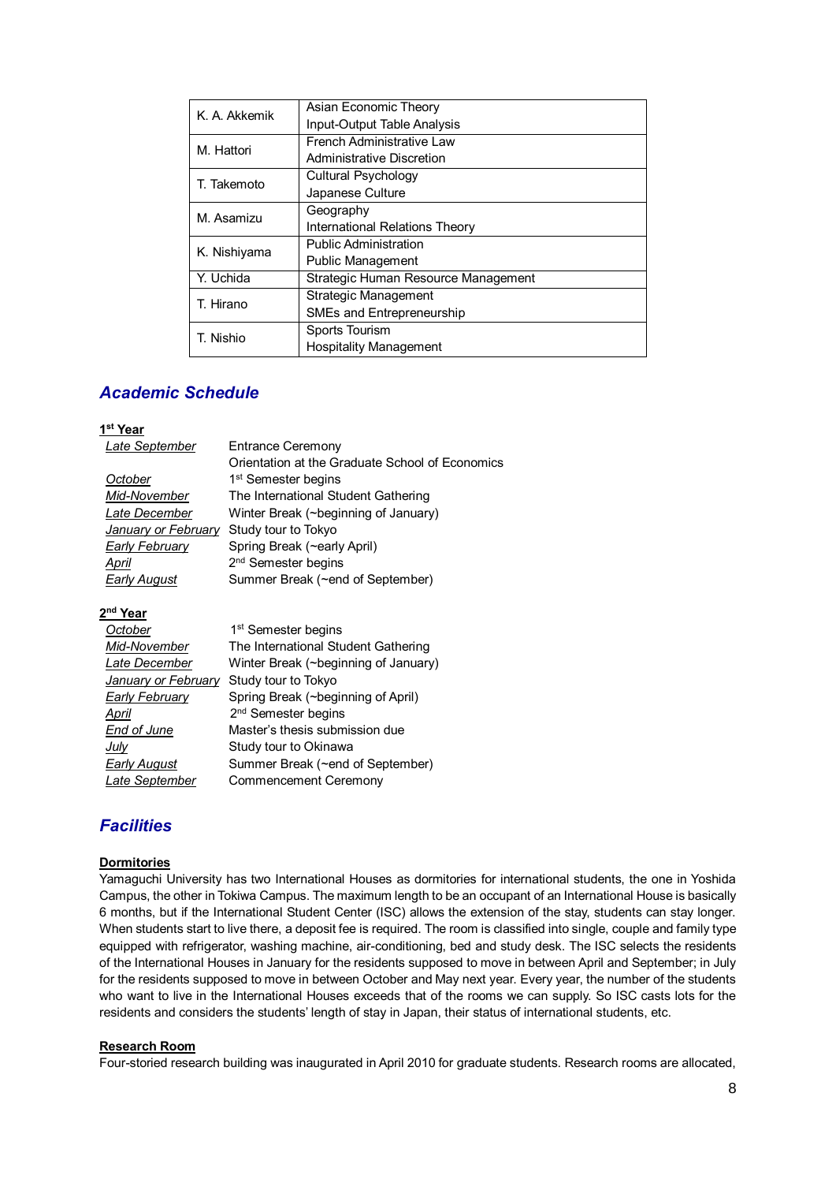| | |
|---|---|
| K. A. Akkemik | Asian Economic Theory<br>Input-Output Table Analysis |
| M. Hattori | French Administrative Law<br>Administrative Discretion |
| T. Takemoto | Cultural Psychology<br>Japanese Culture |
| M. Asamizu | Geography<br>International Relations Theory |
| K. Nishiyama | Public Administration<br>Public Management |
| Y. Uchida | Strategic Human Resource Management |
| T. Hirano | Strategic Management<br>SMEs and Entrepreneurship |
| T. Nishio | Sports Tourism<br>Hospitality Management |

## Academic Schedule

**1st Year**

| | |
|---|---|
| *Late September* | Entrance Ceremony<br>Orientation at the Graduate School of Economics |
| *October* | 1st Semester begins |
| *Mid-November* | The International Student Gathering |
| *Late December* | Winter Break (~beginning of January) |
| *January or February* | Study tour to Tokyo |
| *Early February* | Spring Break (~early April) |
| *April* | 2nd Semester begins |
| *Early August* | Summer Break (~end of September) |

**2nd Year**

| | |
|---|---|
| *October* | 1st Semester begins |
| *Mid-November* | The International Student Gathering |
| *Late December* | Winter Break (~beginning of January) |
| *January or February* | Study tour to Tokyo |
| *Early February* | Spring Break (~beginning of April) |
| *April* | 2nd Semester begins |
| *End of June* | Master's thesis submission due |
| *July* | Study tour to Okinawa |
| *Early August* | Summer Break (~end of September) |
| *Late September* | Commencement Ceremony |

## Facilities

**Dormitories**

Yamaguchi University has two International Houses as dormitories for international students, the one in Yoshida Campus, the other in Tokiwa Campus. The maximum length to be an occupant of an International House is basically 6 months, but if the International Student Center (ISC) allows the extension of the stay, students can stay longer. When students start to live there, a deposit fee is required. The room is classified into single, couple and family type equipped with refrigerator, washing machine, air-conditioning, bed and study desk. The ISC selects the residents of the International Houses in January for the residents supposed to move in between April and September; in July for the residents supposed to move in between October and May next year. Every year, the number of the students who want to live in the International Houses exceeds that of the rooms we can supply. So ISC casts lots for the residents and considers the students' length of stay in Japan, their status of international students, etc.

**Research Room**

Four-storied research building was inaugurated in April 2010 for graduate students. Research rooms are allocated,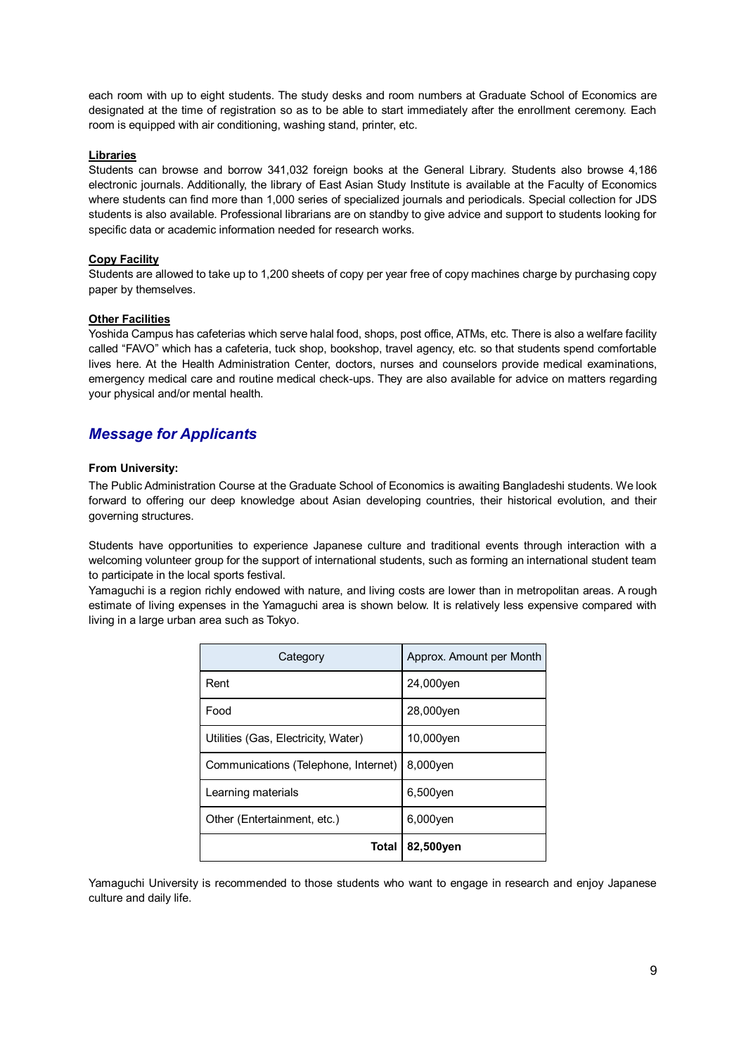each room with up to eight students. The study desks and room numbers at Graduate School of Economics are designated at the time of registration so as to be able to start immediately after the enrollment ceremony. Each room is equipped with air conditioning, washing stand, printer, etc.

**Libraries**

Students can browse and borrow 341,032 foreign books at the General Library. Students also browse 4,186 electronic journals. Additionally, the library of East Asian Study Institute is available at the Faculty of Economics where students can find more than 1,000 series of specialized journals and periodicals. Special collection for JDS students is also available. Professional librarians are on standby to give advice and support to students looking for specific data or academic information needed for research works.

**Copy Facility**

Students are allowed to take up to 1,200 sheets of copy per year free of copy machines charge by purchasing copy paper by themselves.

**Other Facilities**

Yoshida Campus has cafeterias which serve halal food, shops, post office, ATMs, etc. There is also a welfare facility called "FAVO" which has a cafeteria, tuck shop, bookshop, travel agency, etc. so that students spend comfortable lives here. At the Health Administration Center, doctors, nurses and counselors provide medical examinations, emergency medical care and routine medical check-ups. They are also available for advice on matters regarding your physical and/or mental health.

## *Message for Applicants*

**From University:**

The Public Administration Course at the Graduate School of Economics is awaiting Bangladeshi students. We look forward to offering our deep knowledge about Asian developing countries, their historical evolution, and their governing structures.

Students have opportunities to experience Japanese culture and traditional events through interaction with a welcoming volunteer group for the support of international students, such as forming an international student team to participate in the local sports festival.

Yamaguchi is a region richly endowed with nature, and living costs are lower than in metropolitan areas. A rough estimate of living expenses in the Yamaguchi area is shown below. It is relatively less expensive compared with living in a large urban area such as Tokyo.

| Category | Approx. Amount per Month |
|---|---|
| Rent | 24,000yen |
| Food | 28,000yen |
| Utilities (Gas, Electricity, Water) | 10,000yen |
| Communications (Telephone, Internet) | 8,000yen |
| Learning materials | 6,500yen |
| Other (Entertainment, etc.) | 6,000yen |
| **Total** | **82,500yen** |

Yamaguchi University is recommended to those students who want to engage in research and enjoy Japanese culture and daily life.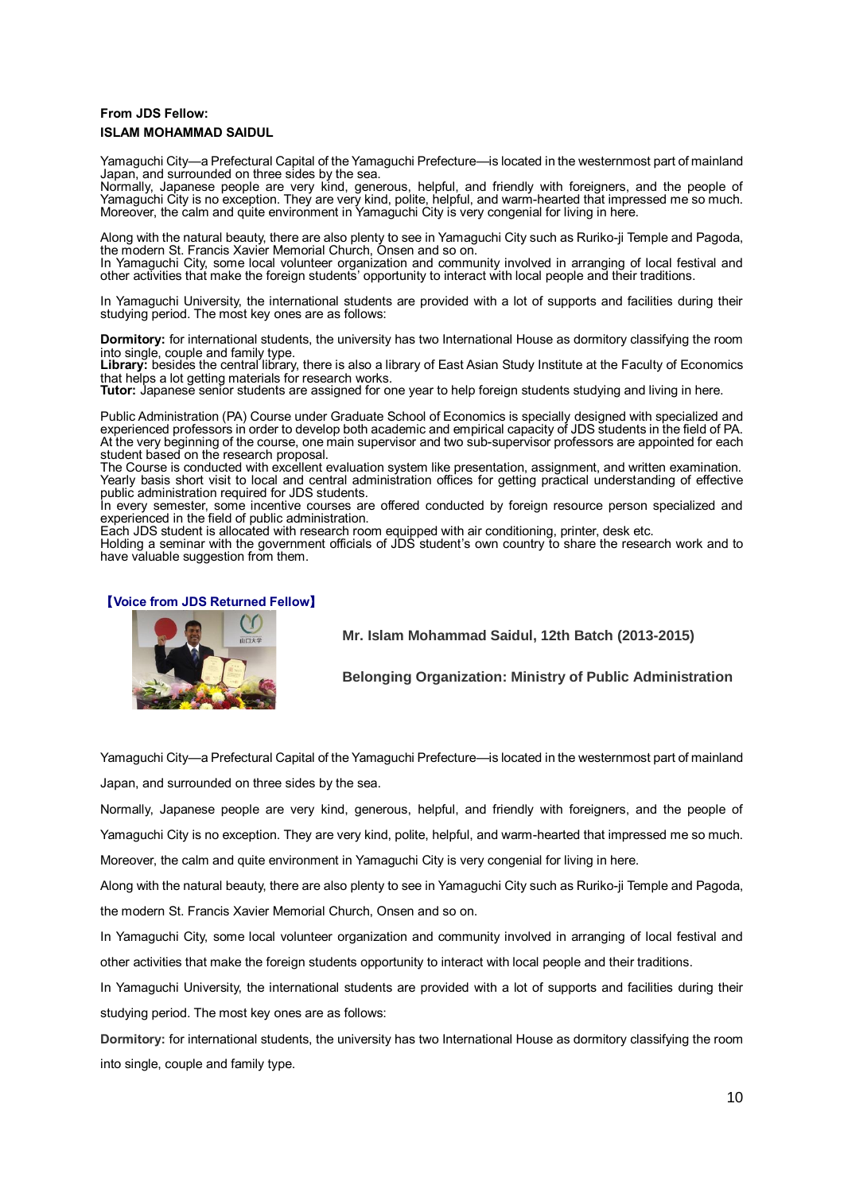**From JDS Fellow:**
**ISLAM MOHAMMAD SAIDUL**

Yamaguchi City—a Prefectural Capital of the Yamaguchi Prefecture—is located in the westernmost part of mainland Japan, and surrounded on three sides by the sea.
Normally, Japanese people are very kind, generous, helpful, and friendly with foreigners, and the people of Yamaguchi City is no exception. They are very kind, polite, helpful, and warm-hearted that impressed me so much. Moreover, the calm and quite environment in Yamaguchi City is very congenial for living in here.

Along with the natural beauty, there are also plenty to see in Yamaguchi City such as Ruriko-ji Temple and Pagoda, the modern St. Francis Xavier Memorial Church, Onsen and so on.
In Yamaguchi City, some local volunteer organization and community involved in arranging of local festival and other activities that make the foreign students' opportunity to interact with local people and their traditions.

In Yamaguchi University, the international students are provided with a lot of supports and facilities during their studying period. The most key ones are as follows:

**Dormitory:** for international students, the university has two International House as dormitory classifying the room into single, couple and family type.
**Library:** besides the central library, there is also a library of East Asian Study Institute at the Faculty of Economics that helps a lot getting materials for research works.
**Tutor:** Japanese senior students are assigned for one year to help foreign students studying and living in here.

Public Administration (PA) Course under Graduate School of Economics is specially designed with specialized and experienced professors in order to develop both academic and empirical capacity of JDS students in the field of PA. At the very beginning of the course, one main supervisor and two sub-supervisor professors are appointed for each student based on the research proposal.
The Course is conducted with excellent evaluation system like presentation, assignment, and written examination. Yearly basis short visit to local and central administration offices for getting practical understanding of effective public administration required for JDS students.
In every semester, some incentive courses are offered conducted by foreign resource person specialized and experienced in the field of public administration.
Each JDS student is allocated with research room equipped with air conditioning, printer, desk etc.
Holding a seminar with the government officials of JDS student's own country to share the research work and to have valuable suggestion from them.

**【Voice from JDS Returned Fellow】**

**Mr. Islam Mohammad Saidul, 12th Batch (2013-2015)**

**Belonging Organization: Ministry of Public Administration**

Yamaguchi City—a Prefectural Capital of the Yamaguchi Prefecture—is located in the westernmost part of mainland Japan, and surrounded on three sides by the sea.

Normally, Japanese people are very kind, generous, helpful, and friendly with foreigners, and the people of Yamaguchi City is no exception. They are very kind, polite, helpful, and warm-hearted that impressed me so much. Moreover, the calm and quite environment in Yamaguchi City is very congenial for living in here.

Along with the natural beauty, there are also plenty to see in Yamaguchi City such as Ruriko-ji Temple and Pagoda, the modern St. Francis Xavier Memorial Church, Onsen and so on.

In Yamaguchi City, some local volunteer organization and community involved in arranging of local festival and other activities that make the foreign students opportunity to interact with local people and their traditions.

In Yamaguchi University, the international students are provided with a lot of supports and facilities during their studying period. The most key ones are as follows:

**Dormitory:** for international students, the university has two International House as dormitory classifying the room into single, couple and family type.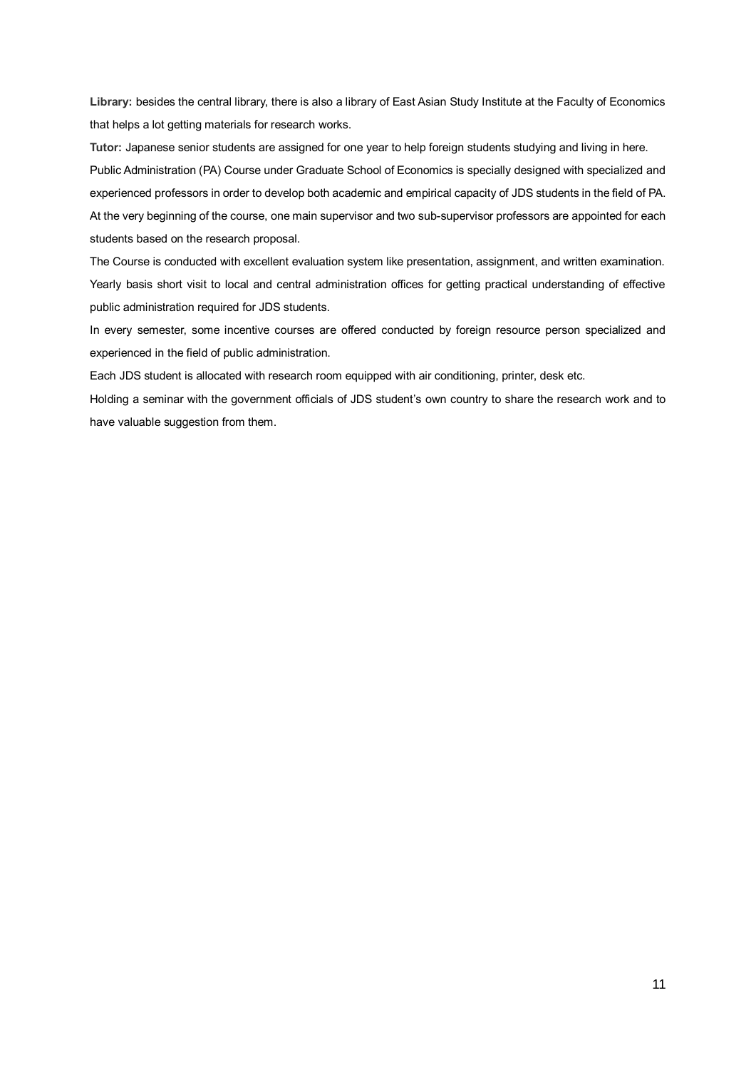**Library:** besides the central library, there is also a library of East Asian Study Institute at the Faculty of Economics that helps a lot getting materials for research works.

**Tutor:** Japanese senior students are assigned for one year to help foreign students studying and living in here.

Public Administration (PA) Course under Graduate School of Economics is specially designed with specialized and experienced professors in order to develop both academic and empirical capacity of JDS students in the field of PA.

At the very beginning of the course, one main supervisor and two sub-supervisor professors are appointed for each students based on the research proposal.

The Course is conducted with excellent evaluation system like presentation, assignment, and written examination.

Yearly basis short visit to local and central administration offices for getting practical understanding of effective public administration required for JDS students.

In every semester, some incentive courses are offered conducted by foreign resource person specialized and experienced in the field of public administration.

Each JDS student is allocated with research room equipped with air conditioning, printer, desk etc.

Holding a seminar with the government officials of JDS student's own country to share the research work and to have valuable suggestion from them.